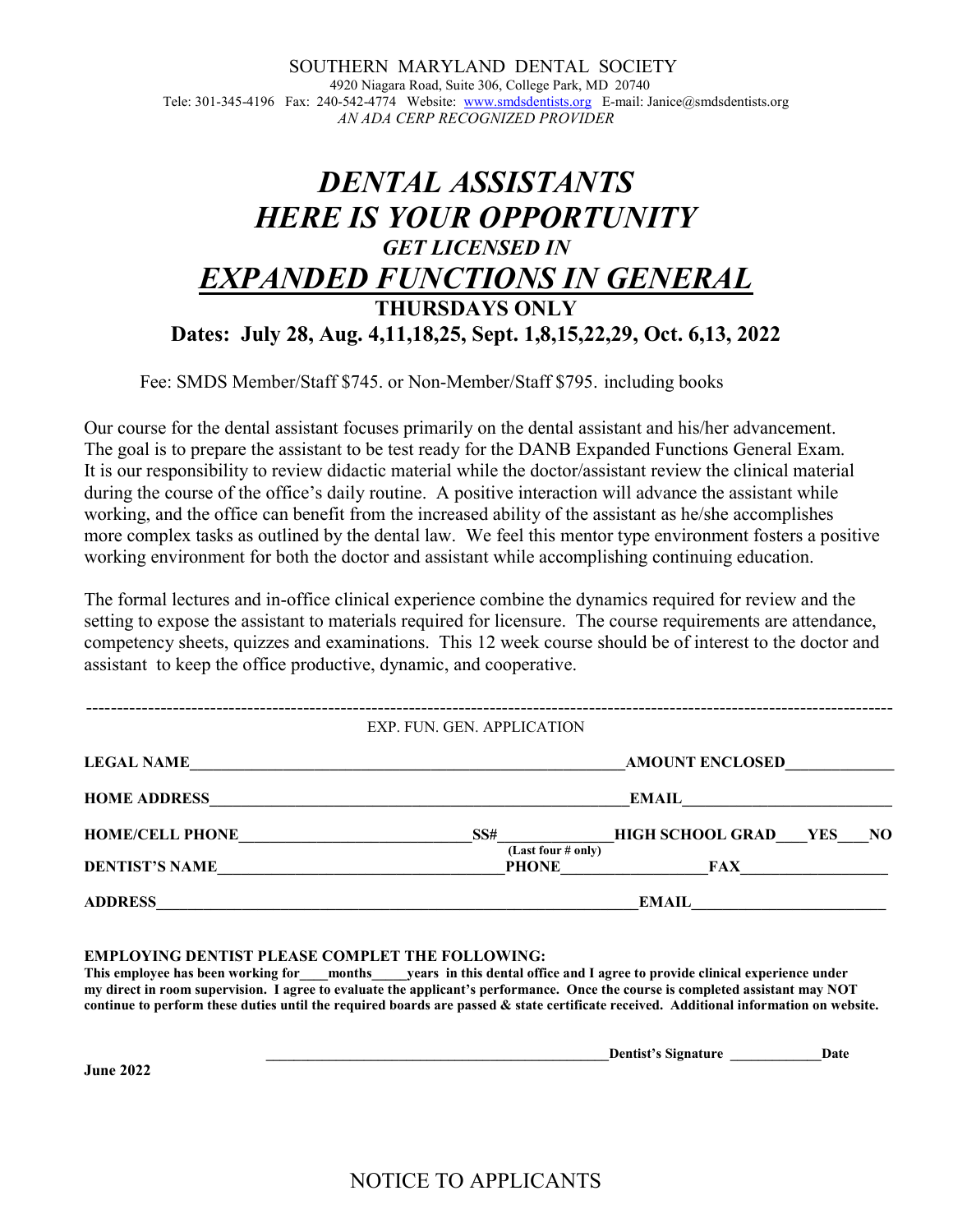SOUTHERN MARYLAND DENTAL SOCIETY
4920 Niagara Road, Suite 306, College Park, MD 20740
Tele: 301-345-4196 Fax: 240-542-4774 Website: www.smdsdentists.org E-mail: Janice@smdsdentists.org
*AN ADA CERP RECOGNIZED PROVIDER*

# *DENTAL ASSISTANTS*
# *HERE IS YOUR OPPORTUNITY*
### *GET LICENSED IN*
# *EXPANDED FUNCTIONS IN GENERAL*
### THURSDAYS ONLY
### Dates: July 28, Aug. 4,11,18,25, Sept. 1,8,15,22,29, Oct. 6,13, 2022

Fee: SMDS Member/Staff $745. or Non-Member/Staff $795. including books

Our course for the dental assistant focuses primarily on the dental assistant and his/her advancement. The goal is to prepare the assistant to be test ready for the DANB Expanded Functions General Exam. It is our responsibility to review didactic material while the doctor/assistant review the clinical material during the course of the office's daily routine. A positive interaction will advance the assistant while working, and the office can benefit from the increased ability of the assistant as he/she accomplishes more complex tasks as outlined by the dental law. We feel this mentor type environment fosters a positive working environment for both the doctor and assistant while accomplishing continuing education.

The formal lectures and in-office clinical experience combine the dynamics required for review and the setting to expose the assistant to materials required for licensure. The course requirements are attendance, competency sheets, quizzes and examinations. This 12 week course should be of interest to the doctor and assistant to keep the office productive, dynamic, and cooperative.

---

EXP. FUN. GEN. APPLICATION

**LEGAL NAME**\_\_\_\_\_\_\_\_\_\_\_\_\_\_\_\_\_\_\_\_\_\_\_\_\_\_\_\_\_\_\_\_\_\_\_\_\_\_\_\_ **AMOUNT ENCLOSED**\_\_\_\_\_\_\_\_\_\_

**HOME ADDRESS**\_\_\_\_\_\_\_\_\_\_\_\_\_\_\_\_\_\_\_\_\_\_\_\_\_\_\_\_\_\_\_\_\_\_\_\_\_\_\_\_ **EMAIL**\_\_\_\_\_\_\_\_\_\_\_\_\_\_\_\_\_\_\_\_

**HOME/CELL PHONE**\_\_\_\_\_\_\_\_\_\_\_\_\_\_\_\_\_\_\_\_\_\_ **SS#**\_\_\_\_\_\_\_\_\_\_ (Last four # only) **HIGH SCHOOL GRAD**\_\_\_**YES**\_\_\_**NO**

**DENTIST'S NAME**\_\_\_\_\_\_\_\_\_\_\_\_\_\_\_\_\_\_\_\_\_\_\_\_\_\_\_\_ **PHONE**\_\_\_\_\_\_\_\_\_\_\_\_\_\_ **FAX**\_\_\_\_\_\_\_\_\_\_\_\_\_\_

**ADDRESS**\_\_\_\_\_\_\_\_\_\_\_\_\_\_\_\_\_\_\_\_\_\_\_\_\_\_\_\_\_\_\_\_\_\_\_\_\_\_\_\_\_\_\_\_\_\_ **EMAIL**\_\_\_\_\_\_\_\_\_\_\_\_\_\_\_\_\_\_\_

**EMPLOYING DENTIST PLEASE COMPLET THE FOLLOWING:**
**This employee has been working for\_\_\_\_months\_\_\_\_\_years in this dental office and I agree to provide clinical experience under my direct in room supervision. I agree to evaluate the applicant's performance. Once the course is completed assistant may NOT continue to perform these duties until the required boards are passed & state certificate received. Additional information on website.**

\_\_\_\_\_\_\_\_\_\_\_\_\_\_\_\_\_\_\_\_\_\_\_\_\_\_\_\_\_\_\_\_\_\_\_\_\_\_**Dentist's Signature** \_\_\_\_\_\_\_\_\_\_\_**Date**

**June 2022**

NOTICE TO APPLICANTS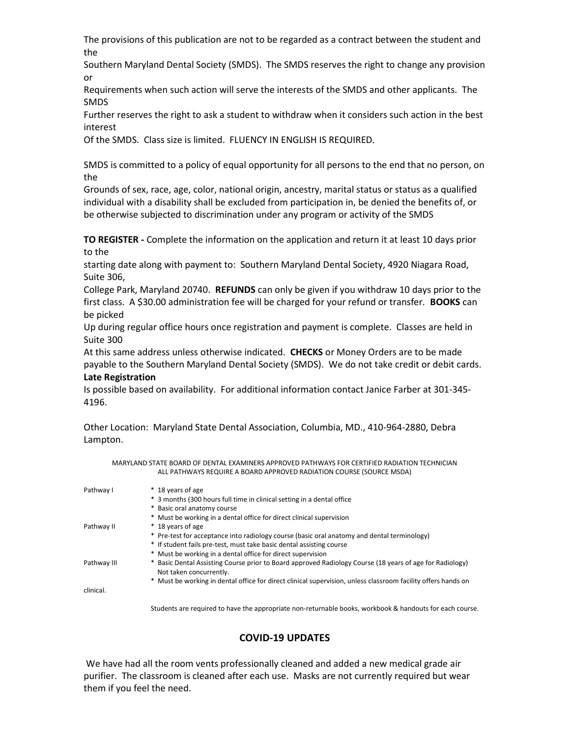The provisions of this publication are not to be regarded as a contract between the student and the Southern Maryland Dental Society (SMDS). The SMDS reserves the right to change any provision or Requirements when such action will serve the interests of the SMDS and other applicants. The SMDS Further reserves the right to ask a student to withdraw when it considers such action in the best interest Of the SMDS. Class size is limited. FLUENCY IN ENGLISH IS REQUIRED.

SMDS is committed to a policy of equal opportunity for all persons to the end that no person, on the Grounds of sex, race, age, color, national origin, ancestry, marital status or status as a qualified individual with a disability shall be excluded from participation in, be denied the benefits of, or be otherwise subjected to discrimination under any program or activity of the SMDS

**TO REGISTER -** Complete the information on the application and return it at least 10 days prior to the starting date along with payment to: Southern Maryland Dental Society, 4920 Niagara Road, Suite 306, College Park, Maryland 20740. **REFUNDS** can only be given if you withdraw 10 days prior to the first class. A $30.00 administration fee will be charged for your refund or transfer. **BOOKS** can be picked Up during regular office hours once registration and payment is complete. Classes are held in Suite 300 At this same address unless otherwise indicated. **CHECKS** or Money Orders are to be made payable to the Southern Maryland Dental Society (SMDS). We do not take credit or debit cards.

**Late Registration**

Is possible based on availability. For additional information contact Janice Farber at 301-345-4196.

Other Location: Maryland State Dental Association, Columbia, MD., 410-964-2880, Debra Lampton.

MARYLAND STATE BOARD OF DENTAL EXAMINERS APPROVED PATHWAYS FOR CERTIFIED RADIATION TECHNICIAN
ALL PATHWAYS REQUIRE A BOARD APPROVED RADIATION COURSE (SOURCE MSDA)

| | |
|---|---|
| Pathway I | * 18 years of age<br>* 3 months (300 hours full time in clinical setting in a dental office<br>* Basic oral anatomy course<br>* Must be working in a dental office for direct clinical supervision |
| Pathway II | * 18 years of age<br>* Pre-test for acceptance into radiology course (basic oral anatomy and dental terminology)<br>* If student fails pre-test, must take basic dental assisting course<br>* Must be working in a dental office for direct supervision |
| Pathway III | * Basic Dental Assisting Course prior to Board approved Radiology Course (18 years of age for Radiology) Not taken concurrently.<br>* Must be working in dental office for direct clinical supervision, unless classroom facility offers hands on clinical. |

Students are required to have the appropriate non-returnable books, workbook & handouts for each course.

## COVID-19 UPDATES

We have had all the room vents professionally cleaned and added a new medical grade air purifier. The classroom is cleaned after each use. Masks are not currently required but wear them if you feel the need.